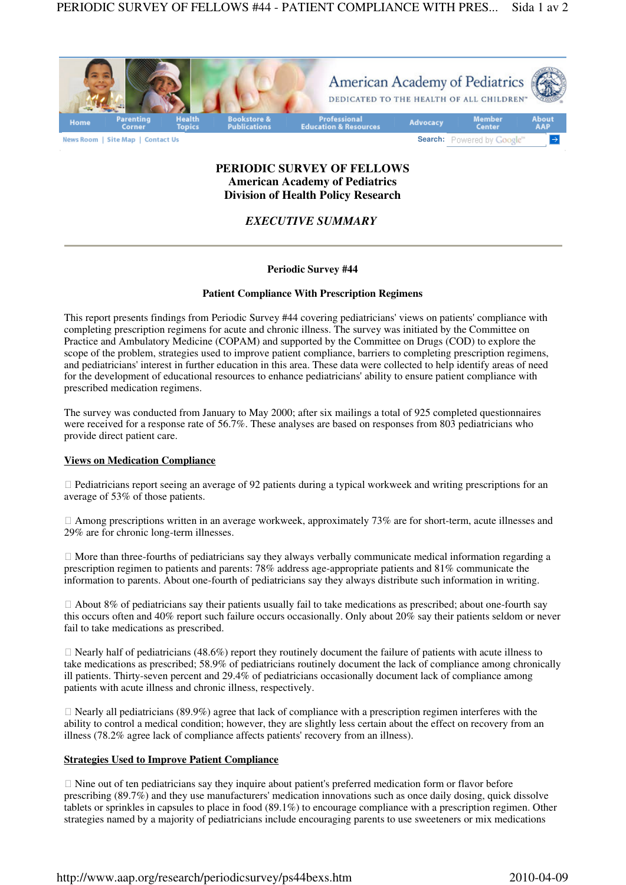# PERIODIC SURVEY OF FELLOWS
## American Academy of Pediatrics
## Division of Health Policy Research

### *EXECUTIVE SUMMARY*

---

**Periodic Survey #44**

**Patient Compliance With Prescription Regimens**

This report presents findings from Periodic Survey #44 covering pediatricians' views on patients' compliance with completing prescription regimens for acute and chronic illness. The survey was initiated by the Committee on Practice and Ambulatory Medicine (COPAM) and supported by the Committee on Drugs (COD) to explore the scope of the problem, strategies used to improve patient compliance, barriers to completing prescription regimens, and pediatricians' interest in further education in this area. These data were collected to help identify areas of need for the development of educational resources to enhance pediatricians' ability to ensure patient compliance with prescribed medication regimens.

The survey was conducted from January to May 2000; after six mailings a total of 925 completed questionnaires were received for a response rate of 56.7%. These analyses are based on responses from 803 pediatricians who provide direct patient care.

**Views on Medication Compliance**

- Pediatricians report seeing an average of 92 patients during a typical workweek and writing prescriptions for an average of 53% of those patients.

- Among prescriptions written in an average workweek, approximately 73% are for short-term, acute illnesses and 29% are for chronic long-term illnesses.

- More than three-fourths of pediatricians say they always verbally communicate medical information regarding a prescription regimen to patients and parents: 78% address age-appropriate patients and 81% communicate the information to parents. About one-fourth of pediatricians say they always distribute such information in writing.

- About 8% of pediatricians say their patients usually fail to take medications as prescribed; about one-fourth say this occurs often and 40% report such failure occurs occasionally. Only about 20% say their patients seldom or never fail to take medications as prescribed.

- Nearly half of pediatricians (48.6%) report they routinely document the failure of patients with acute illness to take medications as prescribed; 58.9% of pediatricians routinely document the lack of compliance among chronically ill patients. Thirty-seven percent and 29.4% of pediatricians occasionally document lack of compliance among patients with acute illness and chronic illness, respectively.

- Nearly all pediatricians (89.9%) agree that lack of compliance with a prescription regimen interferes with the ability to control a medical condition; however, they are slightly less certain about the effect on recovery from an illness (78.2% agree lack of compliance affects patients' recovery from an illness).

**Strategies Used to Improve Patient Compliance**

- Nine out of ten pediatricians say they inquire about patient's preferred medication form or flavor before prescribing (89.7%) and they use manufacturers' medication innovations such as once daily dosing, quick dissolve tablets or sprinkles in capsules to place in food (89.1%) to encourage compliance with a prescription regimen. Other strategies named by a majority of pediatricians include encouraging parents to use sweeteners or mix medications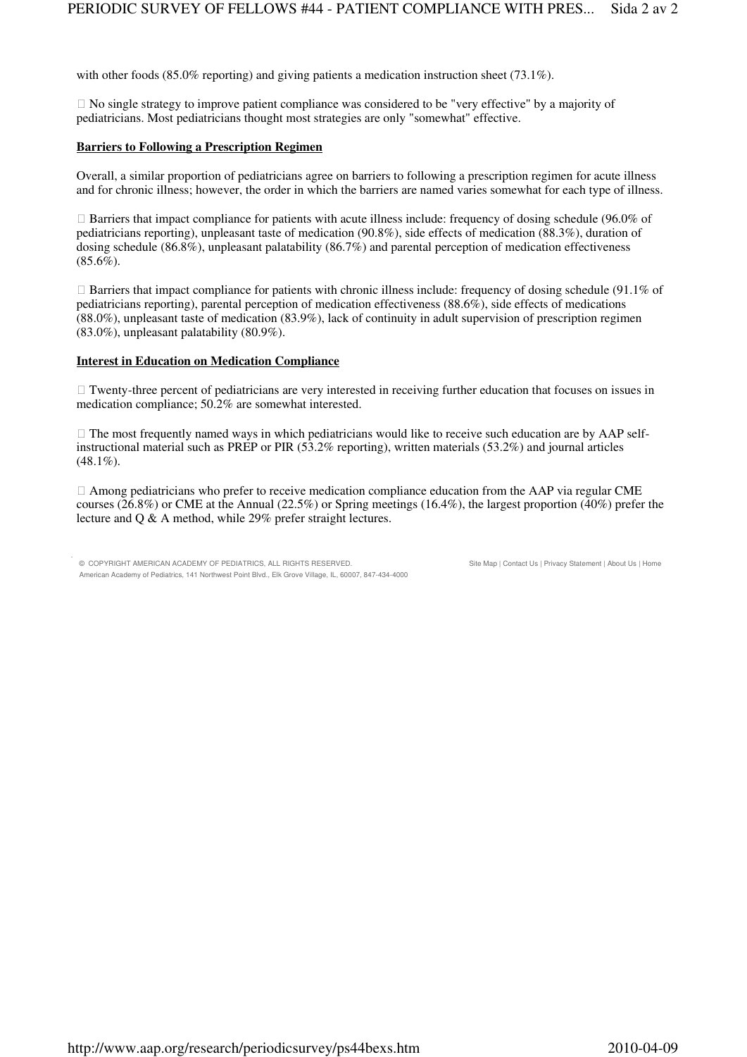with other foods (85.0% reporting) and giving patients a medication instruction sheet (73.1%).

- No single strategy to improve patient compliance was considered to be "very effective" by a majority of pediatricians. Most pediatricians thought most strategies are only "somewhat" effective.

**Barriers to Following a Prescription Regimen**

Overall, a similar proportion of pediatricians agree on barriers to following a prescription regimen for acute illness and for chronic illness; however, the order in which the barriers are named varies somewhat for each type of illness.

- Barriers that impact compliance for patients with acute illness include: frequency of dosing schedule (96.0% of pediatricians reporting), unpleasant taste of medication (90.8%), side effects of medication (88.3%), duration of dosing schedule (86.8%), unpleasant palatability (86.7%) and parental perception of medication effectiveness (85.6%).

- Barriers that impact compliance for patients with chronic illness include: frequency of dosing schedule (91.1% of pediatricians reporting), parental perception of medication effectiveness (88.6%), side effects of medications (88.0%), unpleasant taste of medication (83.9%), lack of continuity in adult supervision of prescription regimen (83.0%), unpleasant palatability (80.9%).

**Interest in Education on Medication Compliance**

- Twenty-three percent of pediatricians are very interested in receiving further education that focuses on issues in medication compliance; 50.2% are somewhat interested.

- The most frequently named ways in which pediatricians would like to receive such education are by AAP self-instructional material such as PREP or PIR (53.2% reporting), written materials (53.2%) and journal articles (48.1%).

- Among pediatricians who prefer to receive medication compliance education from the AAP via regular CME courses (26.8%) or CME at the Annual (22.5%) or Spring meetings (16.4%), the largest proportion (40%) prefer the lecture and Q & A method, while 29% prefer straight lectures.

© COPYRIGHT AMERICAN ACADEMY OF PEDIATRICS, ALL RIGHTS RESERVED.
American Academy of Pediatrics, 141 Northwest Point Blvd., Elk Grove Village, IL, 60007, 847-434-4000

Site Map | Contact Us | Privacy Statement | About Us | Home